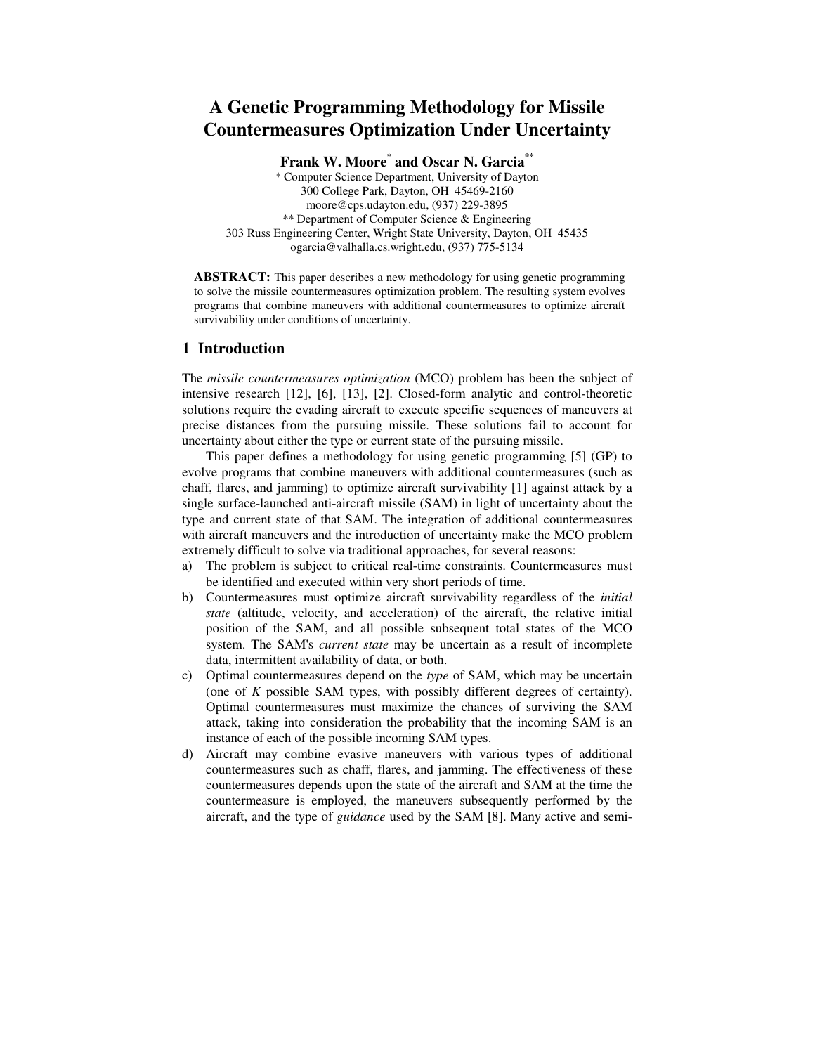# A Genetic Programming Methodology for Missile Countermeasures Optimization Under Uncertainty

**Frank W. Moore[*] and Oscar N. Garcia[**]**

[*] Computer Science Department, University of Dayton
300 College Park, Dayton, OH 45469-2160
moore@cps.udayton.edu, (937) 229-3895

[**] Department of Computer Science & Engineering
303 Russ Engineering Center, Wright State University, Dayton, OH 45435
ogarcia@valhalla.cs.wright.edu, (937) 775-5134

**ABSTRACT:** This paper describes a new methodology for using genetic programming to solve the missile countermeasures optimization problem. The resulting system evolves programs that combine maneuvers with additional countermeasures to optimize aircraft survivability under conditions of uncertainty.

## 1 Introduction

The *missile countermeasures optimization* (MCO) problem has been the subject of intensive research [12], [6], [13], [2]. Closed-form analytic and control-theoretic solutions require the evading aircraft to execute specific sequences of maneuvers at precise distances from the pursuing missile. These solutions fail to account for uncertainty about either the type or current state of the pursuing missile.

This paper defines a methodology for using genetic programming [5] (GP) to evolve programs that combine maneuvers with additional countermeasures (such as chaff, flares, and jamming) to optimize aircraft survivability [1] against attack by a single surface-launched anti-aircraft missile (SAM) in light of uncertainty about the type and current state of that SAM. The integration of additional countermeasures with aircraft maneuvers and the introduction of uncertainty make the MCO problem extremely difficult to solve via traditional approaches, for several reasons:

a) The problem is subject to critical real-time constraints. Countermeasures must be identified and executed within very short periods of time.
b) Countermeasures must optimize aircraft survivability regardless of the *initial state* (altitude, velocity, and acceleration) of the aircraft, the relative initial position of the SAM, and all possible subsequent total states of the MCO system. The SAM's *current state* may be uncertain as a result of incomplete data, intermittent availability of data, or both.
c) Optimal countermeasures depend on the *type* of SAM, which may be uncertain (one of $K$ possible SAM types, with possibly different degrees of certainty). Optimal countermeasures must maximize the chances of surviving the SAM attack, taking into consideration the probability that the incoming SAM is an instance of each of the possible incoming SAM types.
d) Aircraft may combine evasive maneuvers with various types of additional countermeasures such as chaff, flares, and jamming. The effectiveness of these countermeasures depends upon the state of the aircraft and SAM at the time the countermeasure is employed, the maneuvers subsequently performed by the aircraft, and the type of *guidance* used by the SAM [8]. Many active and semi-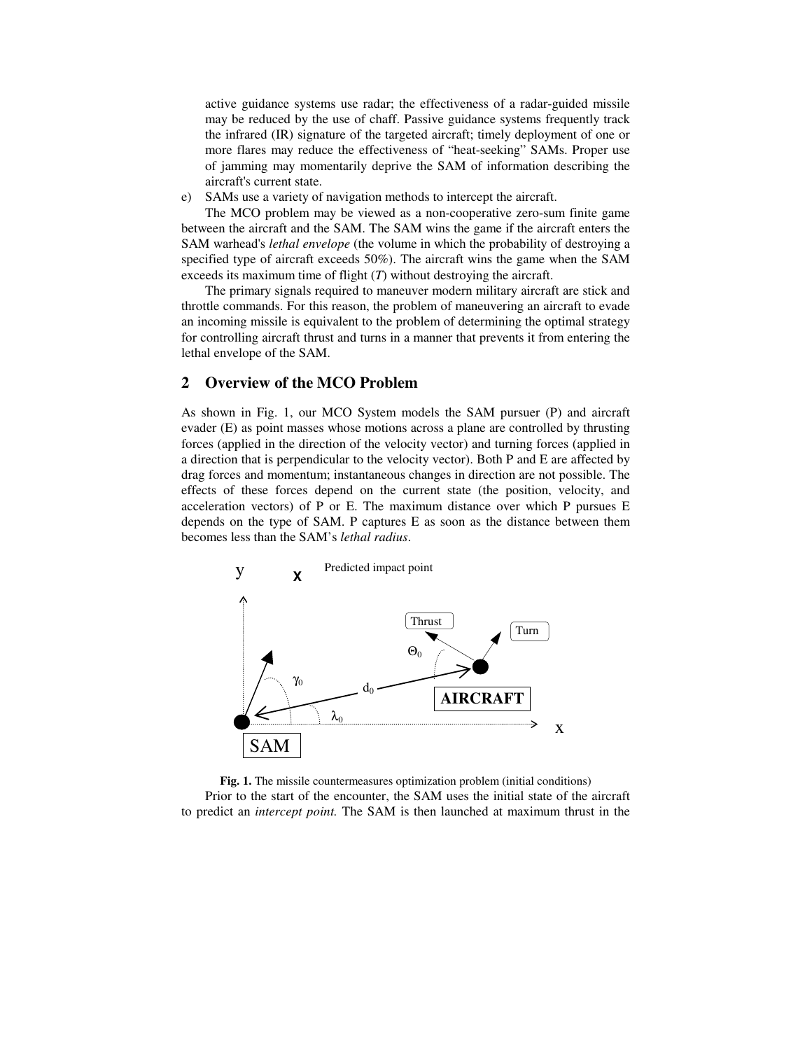active guidance systems use radar; the effectiveness of a radar-guided missile may be reduced by the use of chaff. Passive guidance systems frequently track the infrared (IR) signature of the targeted aircraft; timely deployment of one or more flares may reduce the effectiveness of "heat-seeking" SAMs. Proper use of jamming may momentarily deprive the SAM of information describing the aircraft's current state.

e) SAMs use a variety of navigation methods to intercept the aircraft.

The MCO problem may be viewed as a non-cooperative zero-sum finite game between the aircraft and the SAM. The SAM wins the game if the aircraft enters the SAM warhead's *lethal envelope* (the volume in which the probability of destroying a specified type of aircraft exceeds 50%). The aircraft wins the game when the SAM exceeds its maximum time of flight (*T*) without destroying the aircraft.

The primary signals required to maneuver modern military aircraft are stick and throttle commands. For this reason, the problem of maneuvering an aircraft to evade an incoming missile is equivalent to the problem of determining the optimal strategy for controlling aircraft thrust and turns in a manner that prevents it from entering the lethal envelope of the SAM.

## 2 Overview of the MCO Problem

As shown in Fig. 1, our MCO System models the SAM pursuer (P) and aircraft evader (E) as point masses whose motions across a plane are controlled by thrusting forces (applied in the direction of the velocity vector) and turning forces (applied in a direction that is perpendicular to the velocity vector). Both P and E are affected by drag forces and momentum; instantaneous changes in direction are not possible. The effects of these forces depend on the current state (the position, velocity, and acceleration vectors) of P or E. The maximum distance over which P pursues E depends on the type of SAM. P captures E as soon as the distance between them becomes less than the SAM's *lethal radius*.

**Fig. 1.** The missile countermeasures optimization problem (initial conditions)

Prior to the start of the encounter, the SAM uses the initial state of the aircraft to predict an *intercept point.* The SAM is then launched at maximum thrust in the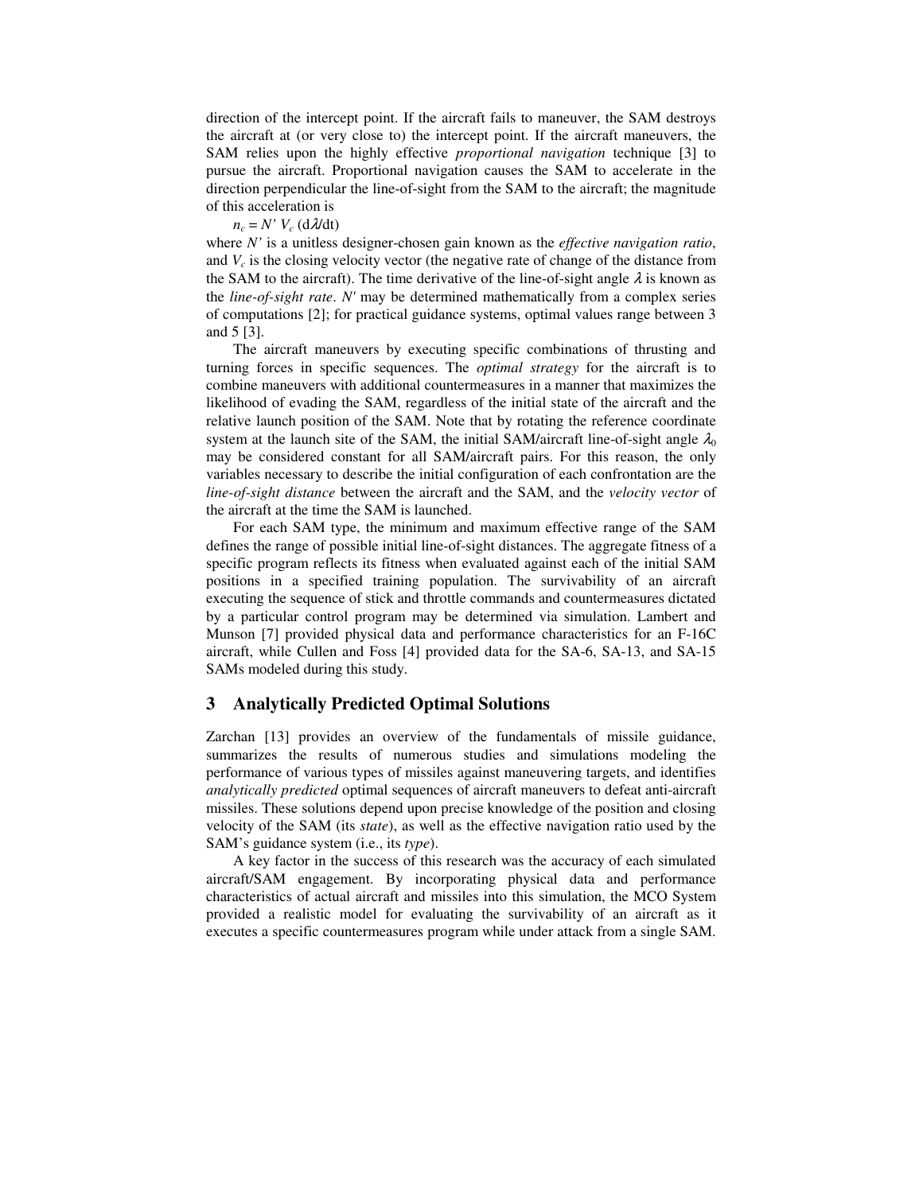direction of the intercept point. If the aircraft fails to maneuver, the SAM destroys the aircraft at (or very close to) the intercept point. If the aircraft maneuvers, the SAM relies upon the highly effective *proportional navigation* technique [3] to pursue the aircraft. Proportional navigation causes the SAM to accelerate in the direction perpendicular the line-of-sight from the SAM to the aircraft; the magnitude of this acceleration is

$$n_c = N' \, V_c \, (d\lambda/dt)$$

where $N'$ is a unitless designer-chosen gain known as the *effective navigation ratio*, and $V_c$ is the closing velocity vector (the negative rate of change of the distance from the SAM to the aircraft). The time derivative of the line-of-sight angle $\lambda$ is known as the *line-of-sight rate*. $N'$ may be determined mathematically from a complex series of computations [2]; for practical guidance systems, optimal values range between 3 and 5 [3].

The aircraft maneuvers by executing specific combinations of thrusting and turning forces in specific sequences. The *optimal strategy* for the aircraft is to combine maneuvers with additional countermeasures in a manner that maximizes the likelihood of evading the SAM, regardless of the initial state of the aircraft and the relative launch position of the SAM. Note that by rotating the reference coordinate system at the launch site of the SAM, the initial SAM/aircraft line-of-sight angle $\lambda_0$ may be considered constant for all SAM/aircraft pairs. For this reason, the only variables necessary to describe the initial configuration of each confrontation are the *line-of-sight distance* between the aircraft and the SAM, and the *velocity vector* of the aircraft at the time the SAM is launched.

For each SAM type, the minimum and maximum effective range of the SAM defines the range of possible initial line-of-sight distances. The aggregate fitness of a specific program reflects its fitness when evaluated against each of the initial SAM positions in a specified training population. The survivability of an aircraft executing the sequence of stick and throttle commands and countermeasures dictated by a particular control program may be determined via simulation. Lambert and Munson [7] provided physical data and performance characteristics for an F-16C aircraft, while Cullen and Foss [4] provided data for the SA-6, SA-13, and SA-15 SAMs modeled during this study.

## 3 Analytically Predicted Optimal Solutions

Zarchan [13] provides an overview of the fundamentals of missile guidance, summarizes the results of numerous studies and simulations modeling the performance of various types of missiles against maneuvering targets, and identifies *analytically predicted* optimal sequences of aircraft maneuvers to defeat anti-aircraft missiles. These solutions depend upon precise knowledge of the position and closing velocity of the SAM (its *state*), as well as the effective navigation ratio used by the SAM's guidance system (i.e., its *type*).

A key factor in the success of this research was the accuracy of each simulated aircraft/SAM engagement. By incorporating physical data and performance characteristics of actual aircraft and missiles into this simulation, the MCO System provided a realistic model for evaluating the survivability of an aircraft as it executes a specific countermeasures program while under attack from a single SAM.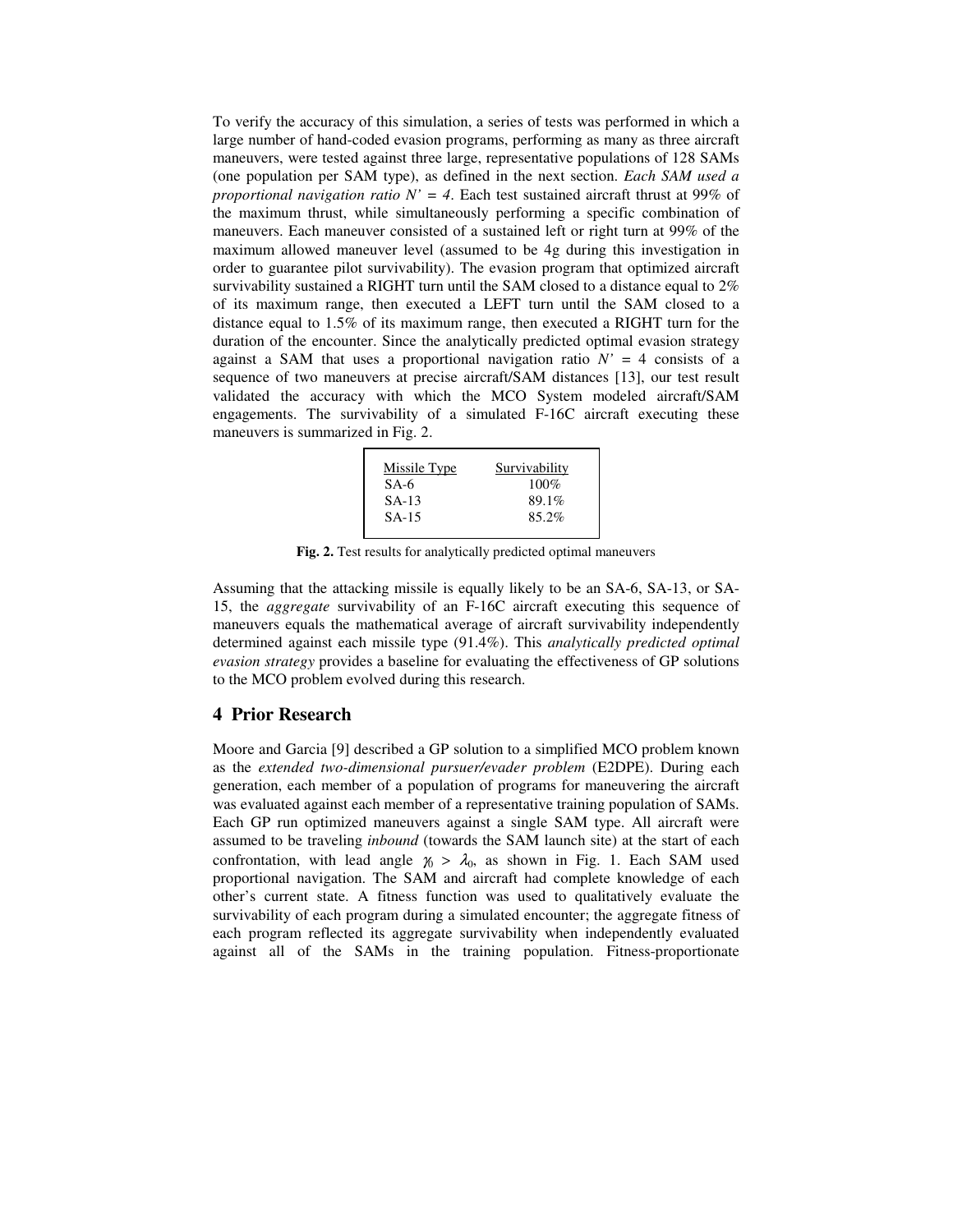To verify the accuracy of this simulation, a series of tests was performed in which a large number of hand-coded evasion programs, performing as many as three aircraft maneuvers, were tested against three large, representative populations of 128 SAMs (one population per SAM type), as defined in the next section. *Each SAM used a proportional navigation ratio $N' = 4$*. Each test sustained aircraft thrust at 99% of the maximum thrust, while simultaneously performing a specific combination of maneuvers. Each maneuver consisted of a sustained left or right turn at 99% of the maximum allowed maneuver level (assumed to be 4g during this investigation in order to guarantee pilot survivability). The evasion program that optimized aircraft survivability sustained a RIGHT turn until the SAM closed to a distance equal to 2% of its maximum range, then executed a LEFT turn until the SAM closed to a distance equal to 1.5% of its maximum range, then executed a RIGHT turn for the duration of the encounter. Since the analytically predicted optimal evasion strategy against a SAM that uses a proportional navigation ratio $N' = 4$ consists of a sequence of two maneuvers at precise aircraft/SAM distances [13], our test result validated the accuracy with which the MCO System modeled aircraft/SAM engagements. The survivability of a simulated F-16C aircraft executing these maneuvers is summarized in Fig. 2.

| Missile Type | Survivability |
|---|---|
| SA-6 | 100% |
| SA-13 | 89.1% |
| SA-15 | 85.2% |

**Fig. 2.** Test results for analytically predicted optimal maneuvers

Assuming that the attacking missile is equally likely to be an SA-6, SA-13, or SA-15, the *aggregate* survivability of an F-16C aircraft executing this sequence of maneuvers equals the mathematical average of aircraft survivability independently determined against each missile type (91.4%). This *analytically predicted optimal evasion strategy* provides a baseline for evaluating the effectiveness of GP solutions to the MCO problem evolved during this research.

## 4 Prior Research

Moore and Garcia [9] described a GP solution to a simplified MCO problem known as the *extended two-dimensional pursuer/evader problem* (E2DPE). During each generation, each member of a population of programs for maneuvering the aircraft was evaluated against each member of a representative training population of SAMs. Each GP run optimized maneuvers against a single SAM type. All aircraft were assumed to be traveling *inbound* (towards the SAM launch site) at the start of each confrontation, with lead angle $\gamma_0 > \lambda_0$, as shown in Fig. 1. Each SAM used proportional navigation. The SAM and aircraft had complete knowledge of each other's current state. A fitness function was used to qualitatively evaluate the survivability of each program during a simulated encounter; the aggregate fitness of each program reflected its aggregate survivability when independently evaluated against all of the SAMs in the training population. Fitness-proportionate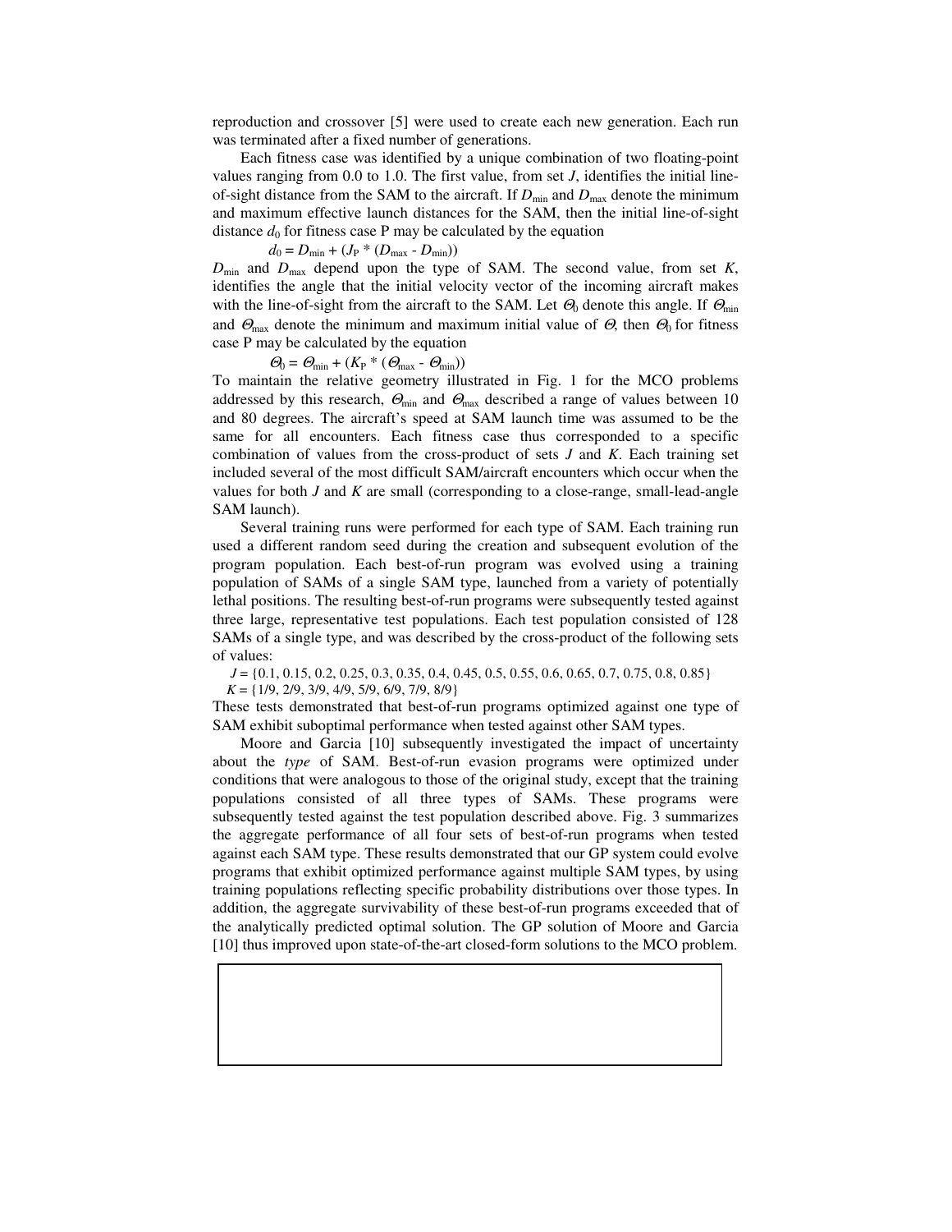reproduction and crossover [5] were used to create each new generation. Each run was terminated after a fixed number of generations.

Each fitness case was identified by a unique combination of two floating-point values ranging from 0.0 to 1.0. The first value, from set $J$, identifies the initial line-of-sight distance from the SAM to the aircraft. If $D_{\min}$ and $D_{\max}$ denote the minimum and maximum effective launch distances for the SAM, then the initial line-of-sight distance $d_0$ for fitness case P may be calculated by the equation

$$d_0 = D_{\min} + (J_P * (D_{\max} - D_{\min}))$$

$D_{\min}$ and $D_{\max}$ depend upon the type of SAM. The second value, from set $K$, identifies the angle that the initial velocity vector of the incoming aircraft makes with the line-of-sight from the aircraft to the SAM. Let $\Theta_0$ denote this angle. If $\Theta_{\min}$ and $\Theta_{\max}$ denote the minimum and maximum initial value of $\Theta$, then $\Theta_0$ for fitness case P may be calculated by the equation

$$\Theta_0 = \Theta_{\min} + (K_P * (\Theta_{\max} - \Theta_{\min}))$$

To maintain the relative geometry illustrated in Fig. 1 for the MCO problems addressed by this research, $\Theta_{\min}$ and $\Theta_{\max}$ described a range of values between 10 and 80 degrees. The aircraft's speed at SAM launch time was assumed to be the same for all encounters. Each fitness case thus corresponded to a specific combination of values from the cross-product of sets $J$ and $K$. Each training set included several of the most difficult SAM/aircraft encounters which occur when the values for both $J$ and $K$ are small (corresponding to a close-range, small-lead-angle SAM launch).

Several training runs were performed for each type of SAM. Each training run used a different random seed during the creation and subsequent evolution of the program population. Each best-of-run program was evolved using a training population of SAMs of a single SAM type, launched from a variety of potentially lethal positions. The resulting best-of-run programs were subsequently tested against three large, representative test populations. Each test population consisted of 128 SAMs of a single type, and was described by the cross-product of the following sets of values:

$J$ = {0.1, 0.15, 0.2, 0.25, 0.3, 0.35, 0.4, 0.45, 0.5, 0.55, 0.6, 0.65, 0.7, 0.75, 0.8, 0.85}
$K$ = {1/9, 2/9, 3/9, 4/9, 5/9, 6/9, 7/9, 8/9}

These tests demonstrated that best-of-run programs optimized against one type of SAM exhibit suboptimal performance when tested against other SAM types.

Moore and Garcia [10] subsequently investigated the impact of uncertainty about the *type* of SAM. Best-of-run evasion programs were optimized under conditions that were analogous to those of the original study, except that the training populations consisted of all three types of SAMs. These programs were subsequently tested against the test population described above. Fig. 3 summarizes the aggregate performance of all four sets of best-of-run programs when tested against each SAM type. These results demonstrated that our GP system could evolve programs that exhibit optimized performance against multiple SAM types, by using training populations reflecting specific probability distributions over those types. In addition, the aggregate survivability of these best-of-run programs exceeded that of the analytically predicted optimal solution. The GP solution of Moore and Garcia [10] thus improved upon state-of-the-art closed-form solutions to the MCO problem.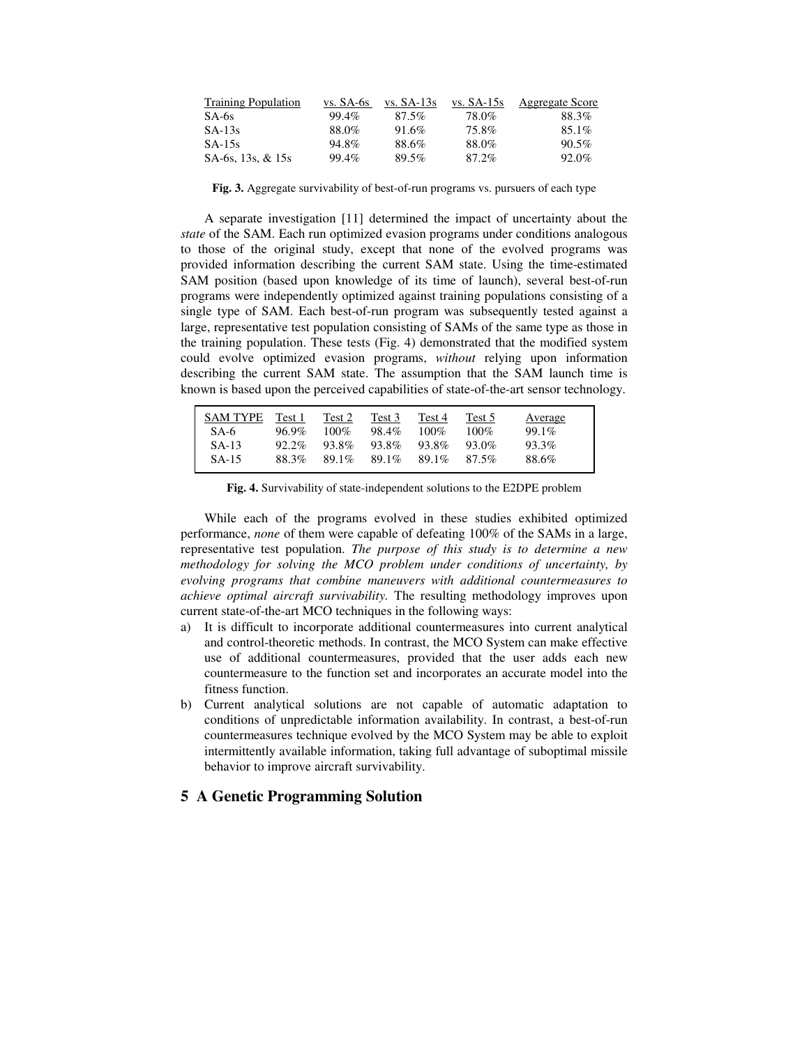| Training Population | vs. SA-6s | vs. SA-13s | vs. SA-15s | Aggregate Score |
|---|---|---|---|---|
| SA-6s | 99.4% | 87.5% | 78.0% | 88.3% |
| SA-13s | 88.0% | 91.6% | 75.8% | 85.1% |
| SA-15s | 94.8% | 88.6% | 88.0% | 90.5% |
| SA-6s, 13s, & 15s | 99.4% | 89.5% | 87.2% | 92.0% |

**Fig. 3.** Aggregate survivability of best-of-run programs vs. pursuers of each type

A separate investigation [11] determined the impact of uncertainty about the *state* of the SAM. Each run optimized evasion programs under conditions analogous to those of the original study, except that none of the evolved programs was provided information describing the current SAM state. Using the time-estimated SAM position (based upon knowledge of its time of launch), several best-of-run programs were independently optimized against training populations consisting of a single type of SAM. Each best-of-run program was subsequently tested against a large, representative test population consisting of SAMs of the same type as those in the training population. These tests (Fig. 4) demonstrated that the modified system could evolve optimized evasion programs, *without* relying upon information describing the current SAM state. The assumption that the SAM launch time is known is based upon the perceived capabilities of state-of-the-art sensor technology.

| SAM TYPE | Test 1 | Test 2 | Test 3 | Test 4 | Test 5 | Average |
|---|---|---|---|---|---|---|
| SA-6 | 96.9% | 100% | 98.4% | 100% | 100% | 99.1% |
| SA-13 | 92.2% | 93.8% | 93.8% | 93.8% | 93.0% | 93.3% |
| SA-15 | 88.3% | 89.1% | 89.1% | 89.1% | 87.5% | 88.6% |

**Fig. 4.** Survivability of state-independent solutions to the E2DPE problem

While each of the programs evolved in these studies exhibited optimized performance, *none* of them were capable of defeating 100% of the SAMs in a large, representative test population. *The purpose of this study is to determine a new methodology for solving the MCO problem under conditions of uncertainty, by evolving programs that combine maneuvers with additional countermeasures to achieve optimal aircraft survivability.* The resulting methodology improves upon current state-of-the-art MCO techniques in the following ways:

a) It is difficult to incorporate additional countermeasures into current analytical and control-theoretic methods. In contrast, the MCO System can make effective use of additional countermeasures, provided that the user adds each new countermeasure to the function set and incorporates an accurate model into the fitness function.
b) Current analytical solutions are not capable of automatic adaptation to conditions of unpredictable information availability. In contrast, a best-of-run countermeasures technique evolved by the MCO System may be able to exploit intermittently available information, taking full advantage of suboptimal missile behavior to improve aircraft survivability.

## 5 A Genetic Programming Solution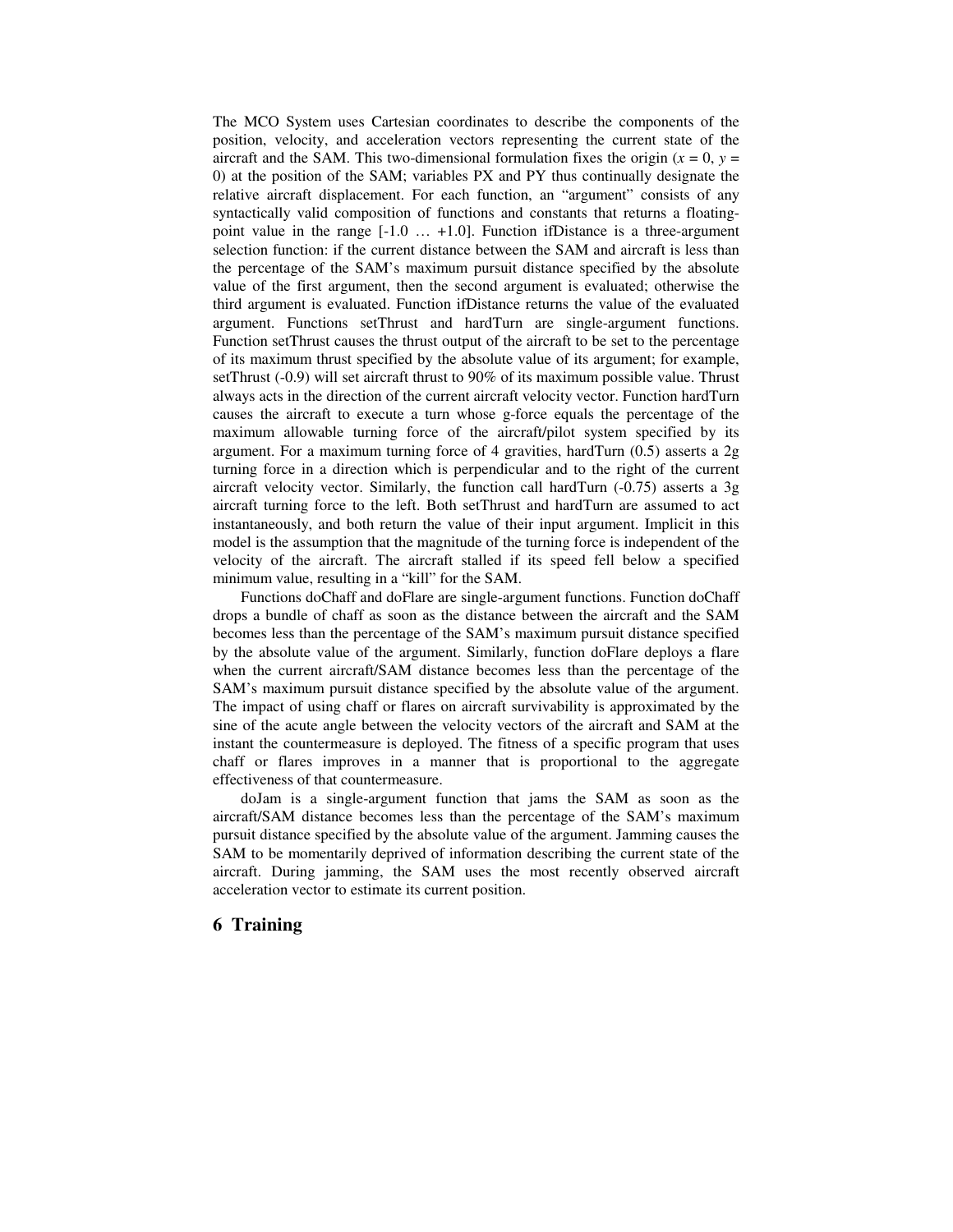The MCO System uses Cartesian coordinates to describe the components of the position, velocity, and acceleration vectors representing the current state of the aircraft and the SAM. This two-dimensional formulation fixes the origin ($x = 0$, $y = 0$) at the position of the SAM; variables PX and PY thus continually designate the relative aircraft displacement. For each function, an "argument" consists of any syntactically valid composition of functions and constants that returns a floating-point value in the range [-1.0 … +1.0]. Function ifDistance is a three-argument selection function: if the current distance between the SAM and aircraft is less than the percentage of the SAM's maximum pursuit distance specified by the absolute value of the first argument, then the second argument is evaluated; otherwise the third argument is evaluated. Function ifDistance returns the value of the evaluated argument. Functions setThrust and hardTurn are single-argument functions. Function setThrust causes the thrust output of the aircraft to be set to the percentage of its maximum thrust specified by the absolute value of its argument; for example, setThrust (-0.9) will set aircraft thrust to 90% of its maximum possible value. Thrust always acts in the direction of the current aircraft velocity vector. Function hardTurn causes the aircraft to execute a turn whose g-force equals the percentage of the maximum allowable turning force of the aircraft/pilot system specified by its argument. For a maximum turning force of 4 gravities, hardTurn (0.5) asserts a 2g turning force in a direction which is perpendicular and to the right of the current aircraft velocity vector. Similarly, the function call hardTurn (-0.75) asserts a 3g aircraft turning force to the left. Both setThrust and hardTurn are assumed to act instantaneously, and both return the value of their input argument. Implicit in this model is the assumption that the magnitude of the turning force is independent of the velocity of the aircraft. The aircraft stalled if its speed fell below a specified minimum value, resulting in a "kill" for the SAM.

Functions doChaff and doFlare are single-argument functions. Function doChaff drops a bundle of chaff as soon as the distance between the aircraft and the SAM becomes less than the percentage of the SAM's maximum pursuit distance specified by the absolute value of the argument. Similarly, function doFlare deploys a flare when the current aircraft/SAM distance becomes less than the percentage of the SAM's maximum pursuit distance specified by the absolute value of the argument. The impact of using chaff or flares on aircraft survivability is approximated by the sine of the acute angle between the velocity vectors of the aircraft and SAM at the instant the countermeasure is deployed. The fitness of a specific program that uses chaff or flares improves in a manner that is proportional to the aggregate effectiveness of that countermeasure.

doJam is a single-argument function that jams the SAM as soon as the aircraft/SAM distance becomes less than the percentage of the SAM's maximum pursuit distance specified by the absolute value of the argument. Jamming causes the SAM to be momentarily deprived of information describing the current state of the aircraft. During jamming, the SAM uses the most recently observed aircraft acceleration vector to estimate its current position.

## 6 Training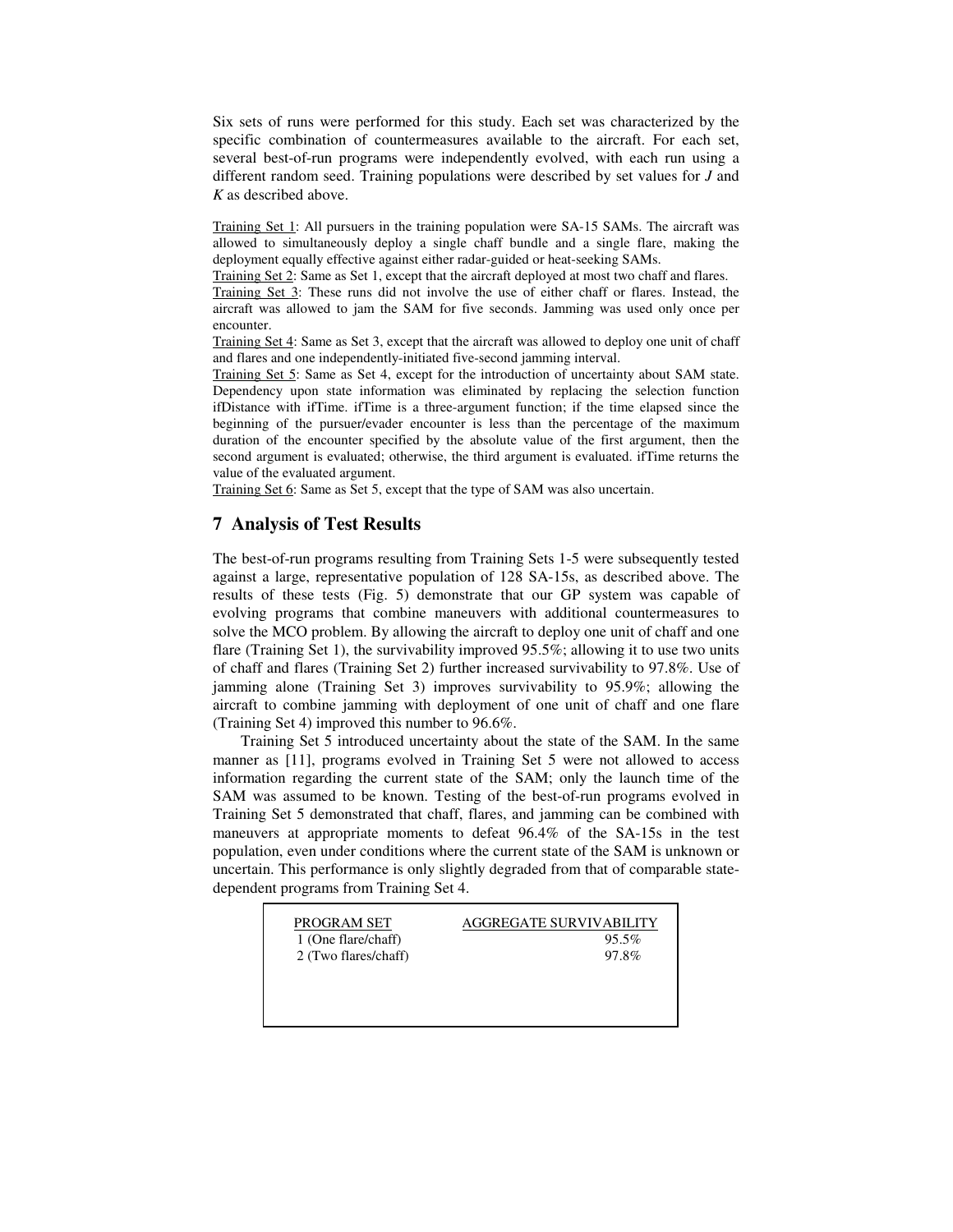Six sets of runs were performed for this study. Each set was characterized by the specific combination of countermeasures available to the aircraft. For each set, several best-of-run programs were independently evolved, with each run using a different random seed. Training populations were described by set values for *J* and *K* as described above.

Training Set 1: All pursuers in the training population were SA-15 SAMs. The aircraft was allowed to simultaneously deploy a single chaff bundle and a single flare, making the deployment equally effective against either radar-guided or heat-seeking SAMs.

Training Set 2: Same as Set 1, except that the aircraft deployed at most two chaff and flares.

Training Set 3: These runs did not involve the use of either chaff or flares. Instead, the aircraft was allowed to jam the SAM for five seconds. Jamming was used only once per encounter.

Training Set 4: Same as Set 3, except that the aircraft was allowed to deploy one unit of chaff and flares and one independently-initiated five-second jamming interval.

Training Set 5: Same as Set 4, except for the introduction of uncertainty about SAM state. Dependency upon state information was eliminated by replacing the selection function ifDistance with ifTime. ifTime is a three-argument function; if the time elapsed since the beginning of the pursuer/evader encounter is less than the percentage of the maximum duration of the encounter specified by the absolute value of the first argument, then the second argument is evaluated; otherwise, the third argument is evaluated. ifTime returns the value of the evaluated argument.

Training Set 6: Same as Set 5, except that the type of SAM was also uncertain.

## 7 Analysis of Test Results

The best-of-run programs resulting from Training Sets 1-5 were subsequently tested against a large, representative population of 128 SA-15s, as described above. The results of these tests (Fig. 5) demonstrate that our GP system was capable of evolving programs that combine maneuvers with additional countermeasures to solve the MCO problem. By allowing the aircraft to deploy one unit of chaff and one flare (Training Set 1), the survivability improved 95.5%; allowing it to use two units of chaff and flares (Training Set 2) further increased survivability to 97.8%. Use of jamming alone (Training Set 3) improves survivability to 95.9%; allowing the aircraft to combine jamming with deployment of one unit of chaff and one flare (Training Set 4) improved this number to 96.6%.

Training Set 5 introduced uncertainty about the state of the SAM. In the same manner as [11], programs evolved in Training Set 5 were not allowed to access information regarding the current state of the SAM; only the launch time of the SAM was assumed to be known. Testing of the best-of-run programs evolved in Training Set 5 demonstrated that chaff, flares, and jamming can be combined with maneuvers at appropriate moments to defeat 96.4% of the SA-15s in the test population, even under conditions where the current state of the SAM is unknown or uncertain. This performance is only slightly degraded from that of comparable state-dependent programs from Training Set 4.

| PROGRAM SET | AGGREGATE SURVIVABILITY |
|---|---|
| 1 (One flare/chaff) | 95.5% |
| 2 (Two flares/chaff) | 97.8% |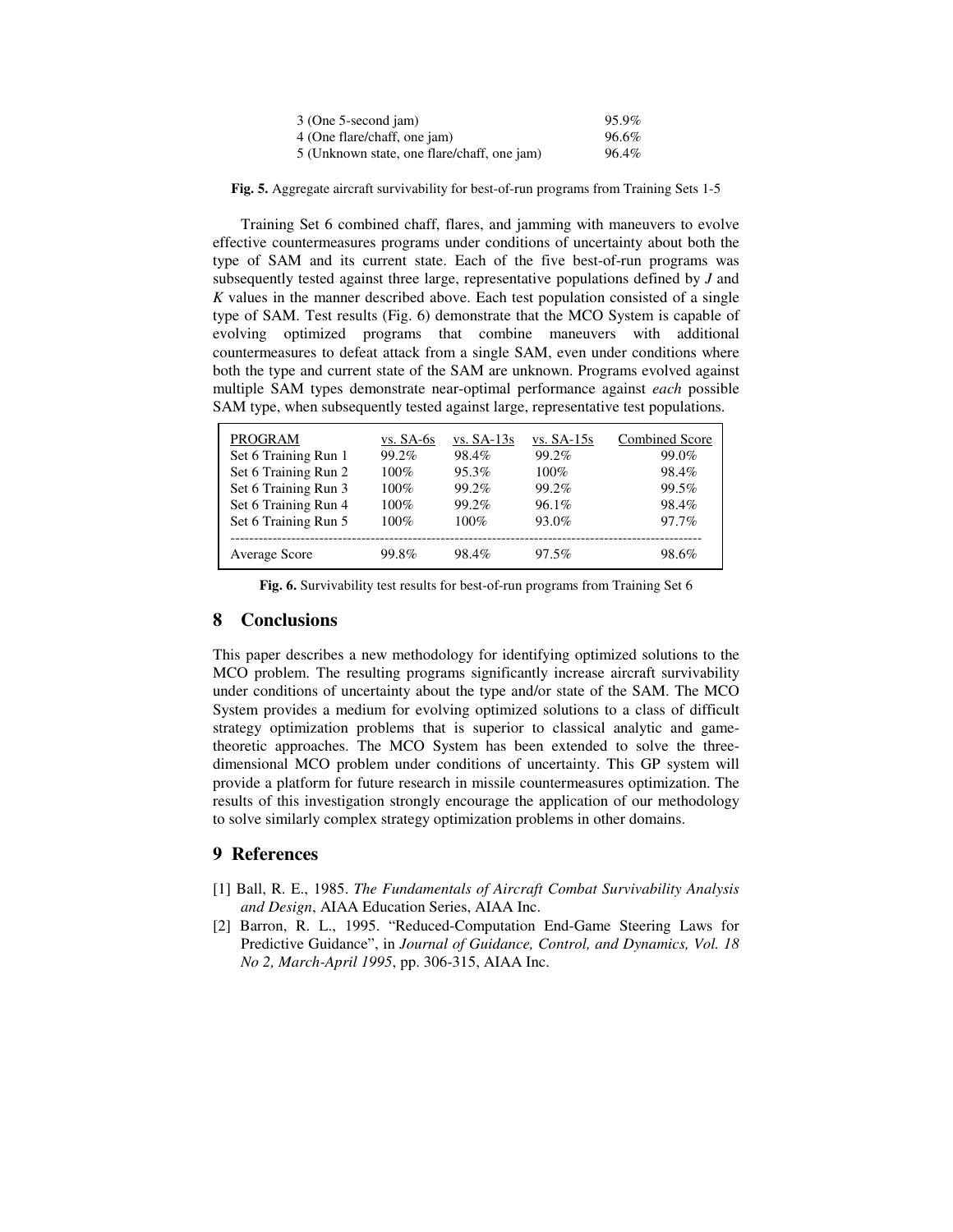| | |
|---|---|
| 3 (One 5-second jam) | 95.9% |
| 4 (One flare/chaff, one jam) | 96.6% |
| 5 (Unknown state, one flare/chaff, one jam) | 96.4% |

**Fig. 5.** Aggregate aircraft survivability for best-of-run programs from Training Sets 1-5

Training Set 6 combined chaff, flares, and jamming with maneuvers to evolve effective countermeasures programs under conditions of uncertainty about both the type of SAM and its current state. Each of the five best-of-run programs was subsequently tested against three large, representative populations defined by *J* and *K* values in the manner described above. Each test population consisted of a single type of SAM. Test results (Fig. 6) demonstrate that the MCO System is capable of evolving optimized programs that combine maneuvers with additional countermeasures to defeat attack from a single SAM, even under conditions where both the type and current state of the SAM are unknown. Programs evolved against multiple SAM types demonstrate near-optimal performance against *each* possible SAM type, when subsequently tested against large, representative test populations.

| PROGRAM | vs. SA-6s | vs. SA-13s | vs. SA-15s | Combined Score |
|---|---|---|---|---|
| Set 6 Training Run 1 | 99.2% | 98.4% | 99.2% | 99.0% |
| Set 6 Training Run 2 | 100% | 95.3% | 100% | 98.4% |
| Set 6 Training Run 3 | 100% | 99.2% | 99.2% | 99.5% |
| Set 6 Training Run 4 | 100% | 99.2% | 96.1% | 98.4% |
| Set 6 Training Run 5 | 100% | 100% | 93.0% | 97.7% |
| Average Score | 99.8% | 98.4% | 97.5% | 98.6% |

**Fig. 6.** Survivability test results for best-of-run programs from Training Set 6

## 8 Conclusions

This paper describes a new methodology for identifying optimized solutions to the MCO problem. The resulting programs significantly increase aircraft survivability under conditions of uncertainty about the type and/or state of the SAM. The MCO System provides a medium for evolving optimized solutions to a class of difficult strategy optimization problems that is superior to classical analytic and game-theoretic approaches. The MCO System has been extended to solve the three-dimensional MCO problem under conditions of uncertainty. This GP system will provide a platform for future research in missile countermeasures optimization. The results of this investigation strongly encourage the application of our methodology to solve similarly complex strategy optimization problems in other domains.

## 9 References

[1] Ball, R. E., 1985. *The Fundamentals of Aircraft Combat Survivability Analysis and Design*, AIAA Education Series, AIAA Inc.

[2] Barron, R. L., 1995. "Reduced-Computation End-Game Steering Laws for Predictive Guidance", in *Journal of Guidance, Control, and Dynamics, Vol. 18 No 2, March-April 1995*, pp. 306-315, AIAA Inc.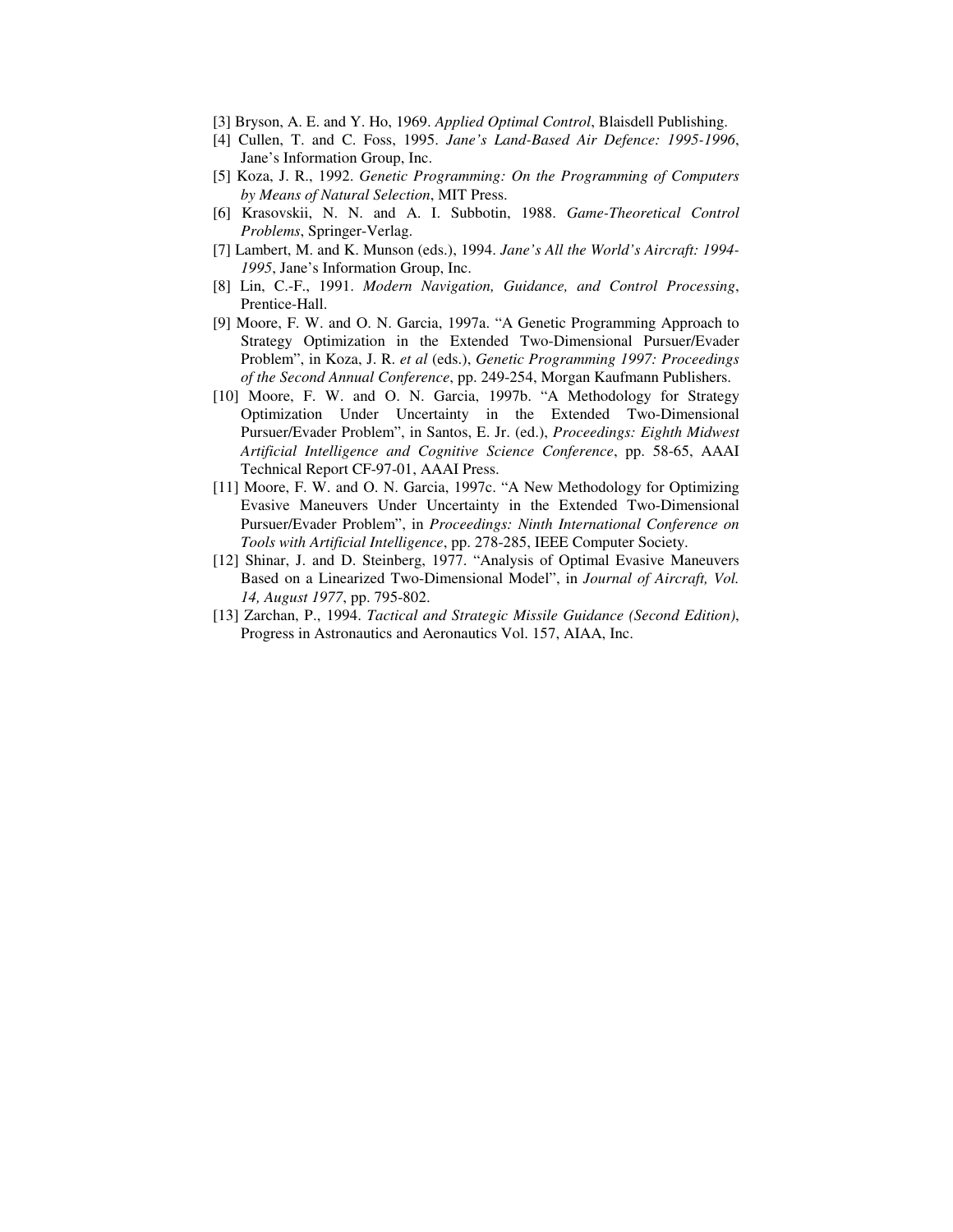[3] Bryson, A. E. and Y. Ho, 1969. *Applied Optimal Control*, Blaisdell Publishing.

[4] Cullen, T. and C. Foss, 1995. *Jane's Land-Based Air Defence: 1995-1996*, Jane's Information Group, Inc.

[5] Koza, J. R., 1992. *Genetic Programming: On the Programming of Computers by Means of Natural Selection*, MIT Press.

[6] Krasovskii, N. N. and A. I. Subbotin, 1988. *Game-Theoretical Control Problems*, Springer-Verlag.

[7] Lambert, M. and K. Munson (eds.), 1994. *Jane's All the World's Aircraft: 1994-1995*, Jane's Information Group, Inc.

[8] Lin, C.-F., 1991. *Modern Navigation, Guidance, and Control Processing*, Prentice-Hall.

[9] Moore, F. W. and O. N. Garcia, 1997a. "A Genetic Programming Approach to Strategy Optimization in the Extended Two-Dimensional Pursuer/Evader Problem", in Koza, J. R. *et al* (eds.), *Genetic Programming 1997: Proceedings of the Second Annual Conference*, pp. 249-254, Morgan Kaufmann Publishers.

[10] Moore, F. W. and O. N. Garcia, 1997b. "A Methodology for Strategy Optimization Under Uncertainty in the Extended Two-Dimensional Pursuer/Evader Problem", in Santos, E. Jr. (ed.), *Proceedings: Eighth Midwest Artificial Intelligence and Cognitive Science Conference*, pp. 58-65, AAAI Technical Report CF-97-01, AAAI Press.

[11] Moore, F. W. and O. N. Garcia, 1997c. "A New Methodology for Optimizing Evasive Maneuvers Under Uncertainty in the Extended Two-Dimensional Pursuer/Evader Problem", in *Proceedings: Ninth International Conference on Tools with Artificial Intelligence*, pp. 278-285, IEEE Computer Society.

[12] Shinar, J. and D. Steinberg, 1977. "Analysis of Optimal Evasive Maneuvers Based on a Linearized Two-Dimensional Model", in *Journal of Aircraft, Vol. 14, August 1977*, pp. 795-802.

[13] Zarchan, P., 1994. *Tactical and Strategic Missile Guidance (Second Edition)*, Progress in Astronautics and Aeronautics Vol. 157, AIAA, Inc.